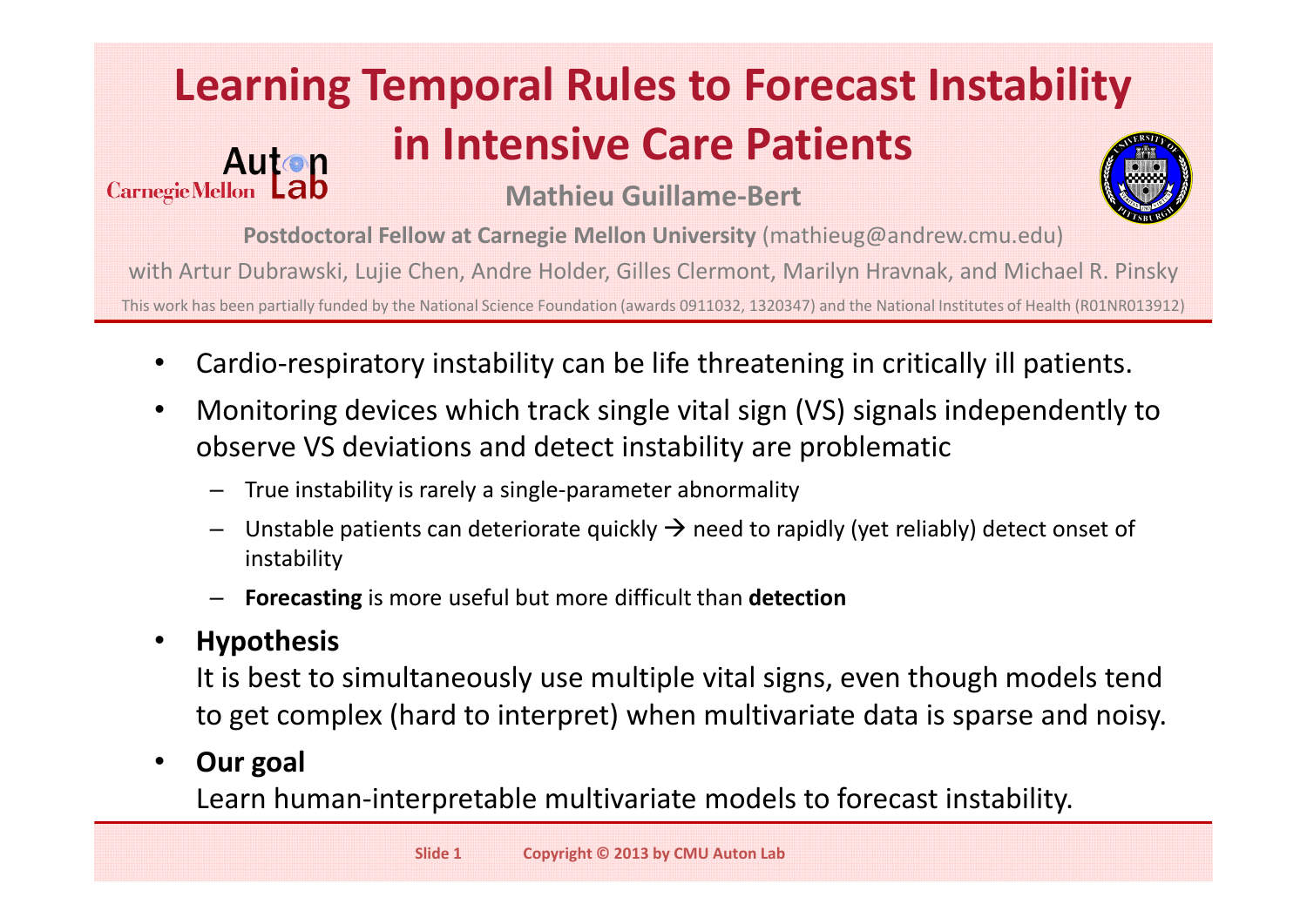# Learning Temporal Rules to Forecast Instability in Intensive Care Patients

**Mathieu Guillame-Bert**

**Postdoctoral Fellow at Carnegie Mellon University** (mathieug@andrew.cmu.edu)

with Artur Dubrawski, Lujie Chen, Andre Holder, Gilles Clermont, Marilyn Hravnak, and Michael R. Pinsky

This work has been partially funded by the National Science Foundation (awards 0911032, 1320347) and the National Institutes of Health (R01NR013912)

- Cardio-respiratory instability can be life threatening in critically ill patients.
- Monitoring devices which track single vital sign (VS) signals independently to observe VS deviations and detect instability are problematic
  - True instability is rarely a single-parameter abnormality
  - Unstable patients can deteriorate quickly → need to rapidly (yet reliably) detect onset of instability
  - **Forecasting** is more useful but more difficult than **detection**
- **Hypothesis**
  It is best to simultaneously use multiple vital signs, even though models tend to get complex (hard to interpret) when multivariate data is sparse and noisy.
- **Our goal**
  Learn human-interpretable multivariate models to forecast instability.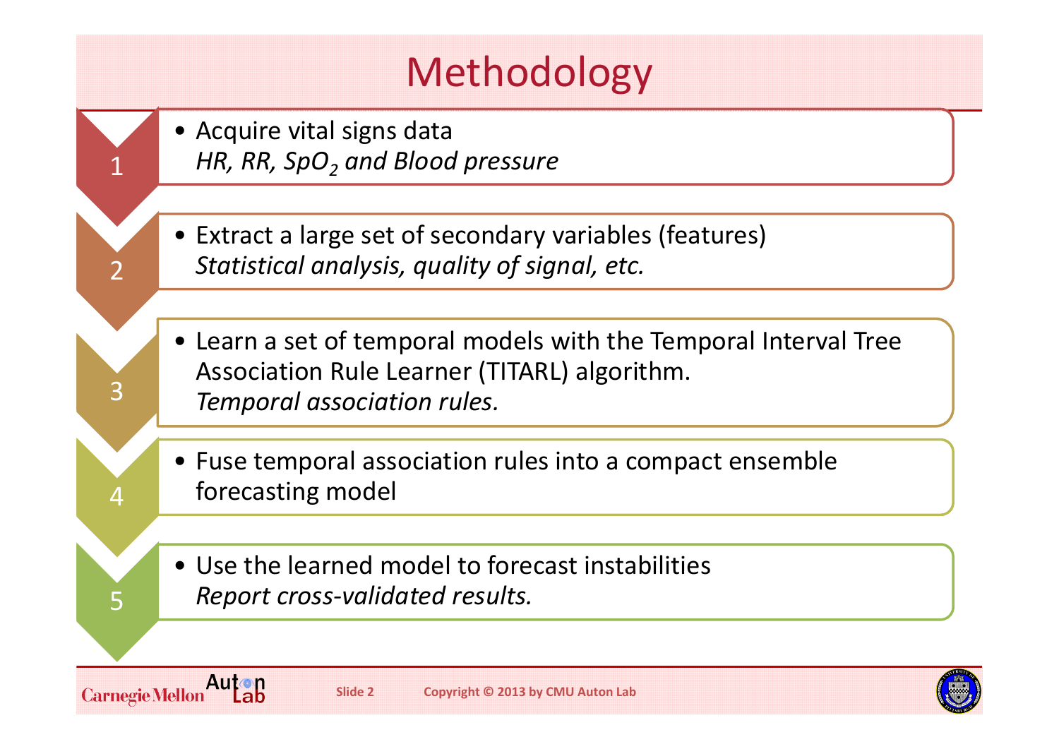# Methodology

1. 
   - Acquire vital signs data
     *HR, RR, $SpO_2$ and Blood pressure*

2. 
   - Extract a large set of secondary variables (features)
     *Statistical analysis, quality of signal, etc.*

3. 
   - Learn a set of temporal models with the Temporal Interval Tree Association Rule Learner (TITARL) algorithm.
     *Temporal association rules.*

4. 
   - Fuse temporal association rules into a compact ensemble forecasting model

5. 
   - Use the learned model to forecast instabilities
     *Report cross-validated results.*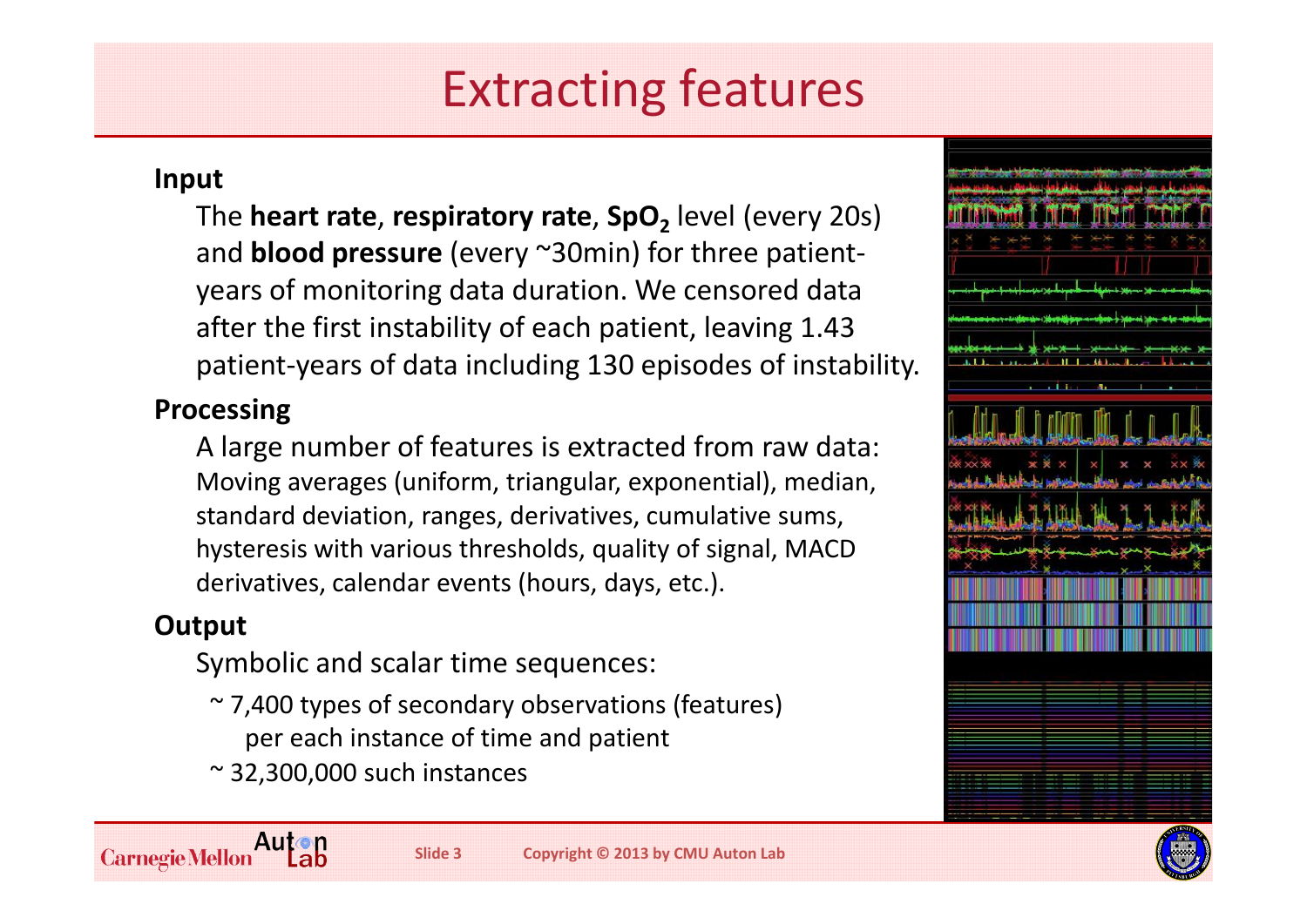# Extracting features

**Input**

The **heart rate**, **respiratory rate**, **$SpO_2$** level (every 20s) and **blood pressure** (every ~30min) for three patient-years of monitoring data duration. We censored data after the first instability of each patient, leaving 1.43 patient-years of data including 130 episodes of instability.

**Processing**

A large number of features is extracted from raw data: Moving averages (uniform, triangular, exponential), median, standard deviation, ranges, derivatives, cumulative sums, hysteresis with various thresholds, quality of signal, MACD derivatives, calendar events (hours, days, etc.).

**Output**

Symbolic and scalar time sequences:

- ~ 7,400 types of secondary observations (features) per each instance of time and patient
- ~ 32,300,000 such instances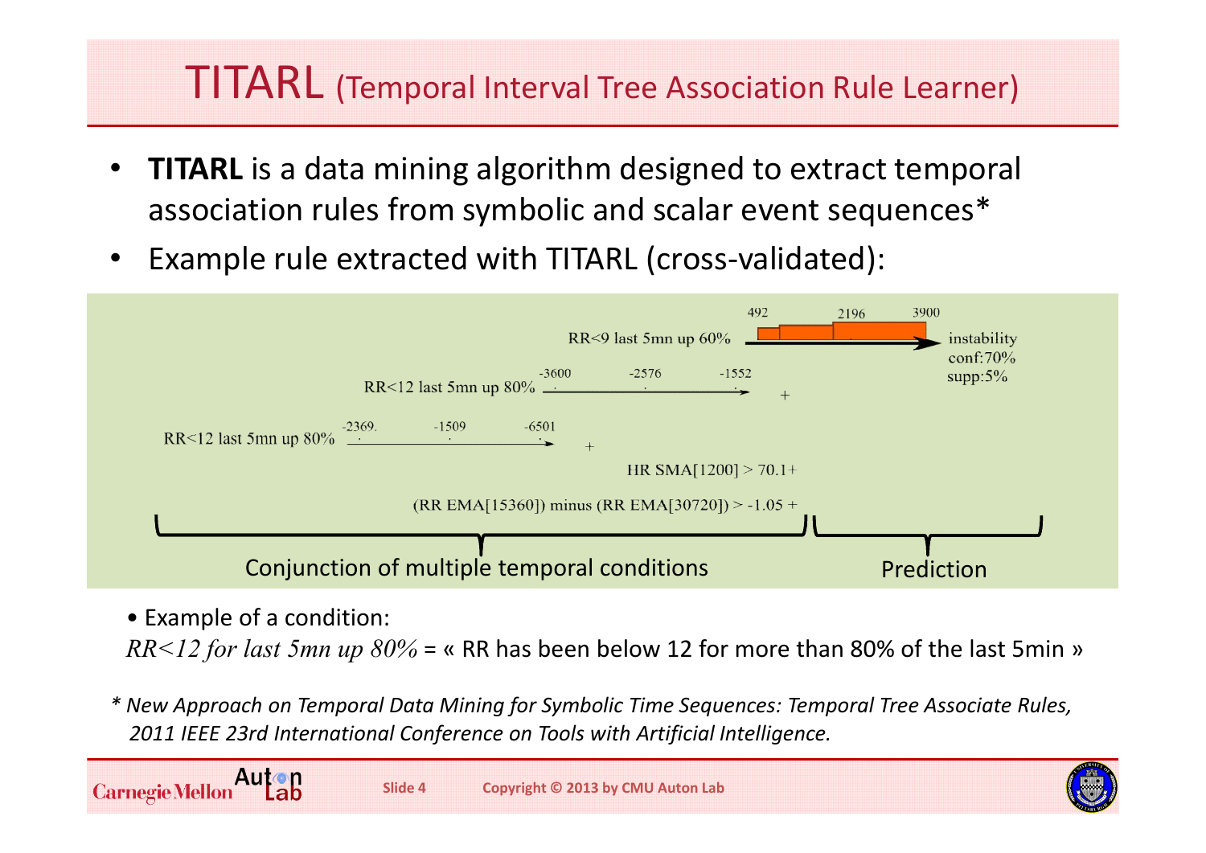# TITARL (Temporal Interval Tree Association Rule Learner)

- **TITARL** is a data mining algorithm designed to extract temporal association rules from symbolic and scalar event sequences*
- Example rule extracted with TITARL (cross-validated):

RR<9 last 5mn up 60% → instability (492, 2196, 3900)
conf:70%
supp:5%

RR<12 last 5mn up 80% (-3600, -2576, -1552) +

RR<12 last 5mn up 80% (-2369., -1509, -6501) +

HR SMA[1200] > 70.1+

(RR EMA[15360]) minus (RR EMA[30720]) > -1.05 +

Conjunction of multiple temporal conditions | Prediction

• Example of a condition:

*RR<12 for last 5mn up 80%* = « RR has been below 12 for more than 80% of the last 5min »

*\* New Approach on Temporal Data Mining for Symbolic Time Sequences: Temporal Tree Associate Rules, 2011 IEEE 23rd International Conference on Tools with Artificial Intelligence.*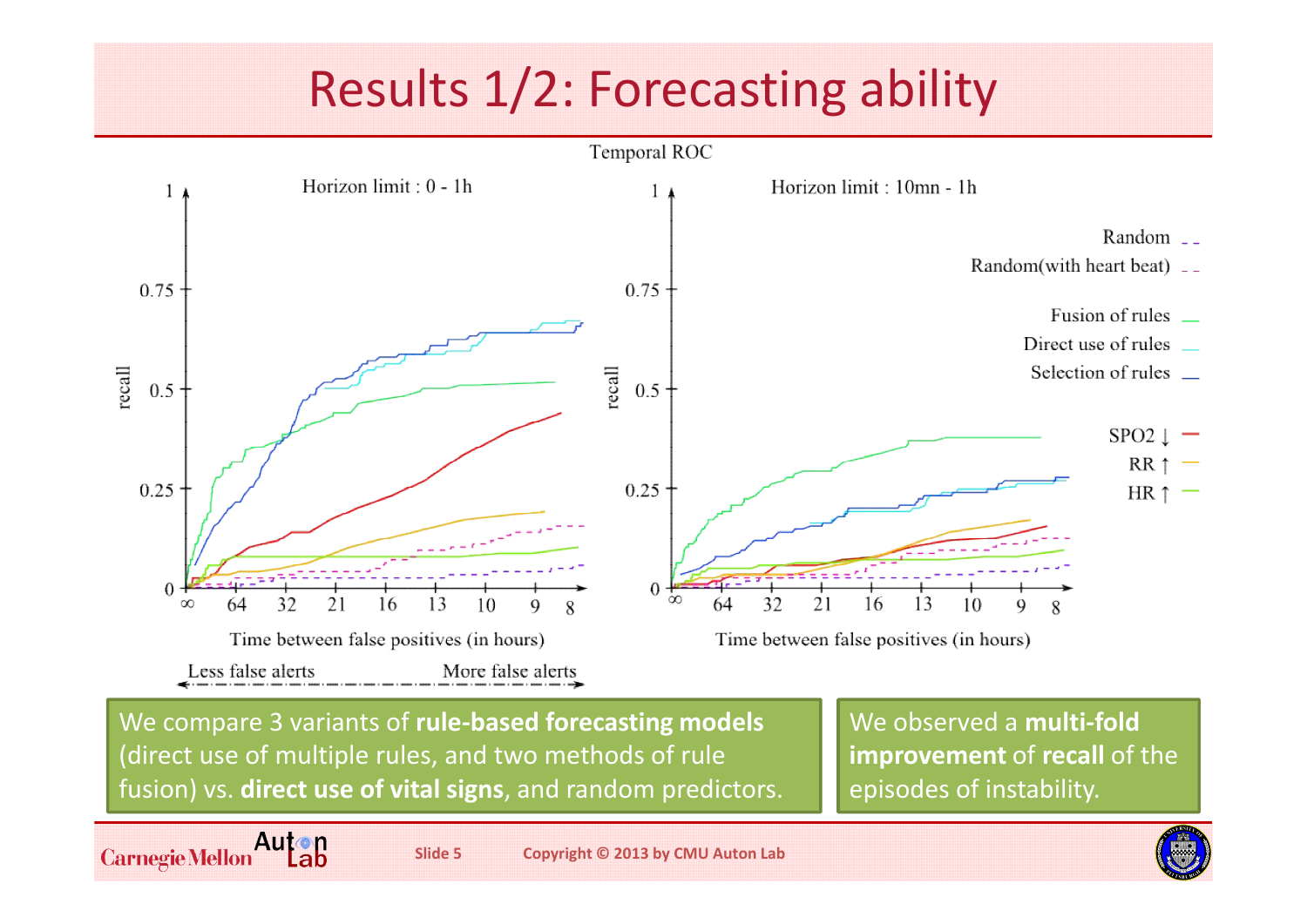# Results 1/2: Forecasting ability

Temporal ROC

Horizon limit : 0 - 1h

Horizon limit : 10mn - 1h

recall

Time between false positives (in hours)

Less false alerts — More false alerts

Random

Random(with heart beat)

Fusion of rules

Direct use of rules

Selection of rules

SPO2 ↓

RR ↑

HR ↑

We compare 3 variants of **rule-based forecasting models** (direct use of multiple rules, and two methods of rule fusion) vs. **direct use of vital signs**, and random predictors.

We observed a **multi-fold improvement** of **recall** of the episodes of instability.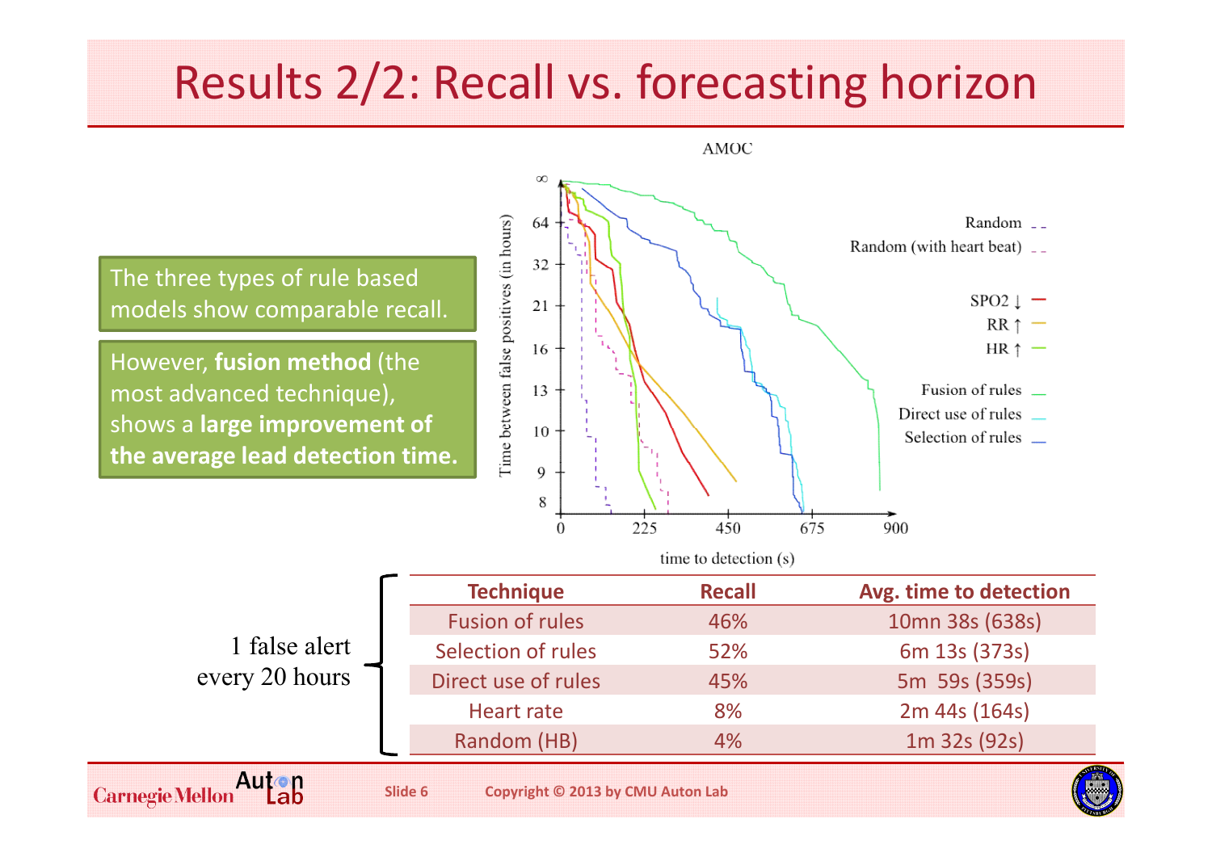# Results 2/2: Recall vs. forecasting horizon

The three types of rule based models show comparable recall.

However, **fusion method** (the most advanced technique), shows a **large improvement of the average lead detection time.**

AMOC

Time between false positives (in hours)

∞
64
32
21
16
13
10
9
8

0
225
450
675
900

time to detection (s)

Random
Random (with heart beat)

SPO2 ↓
RR ↑
HR ↑

Fusion of rules
Direct use of rules
Selection of rules

1 false alert every 20 hours

| Technique | Recall | Avg. time to detection |
| --- | --- | --- |
| Fusion of rules | 46% | 10mn 38s (638s) |
| Selection of rules | 52% | 6m 13s (373s) |
| Direct use of rules | 45% | 5m 59s (359s) |
| Heart rate | 8% | 2m 44s (164s) |
| Random (HB) | 4% | 1m 32s (92s) |